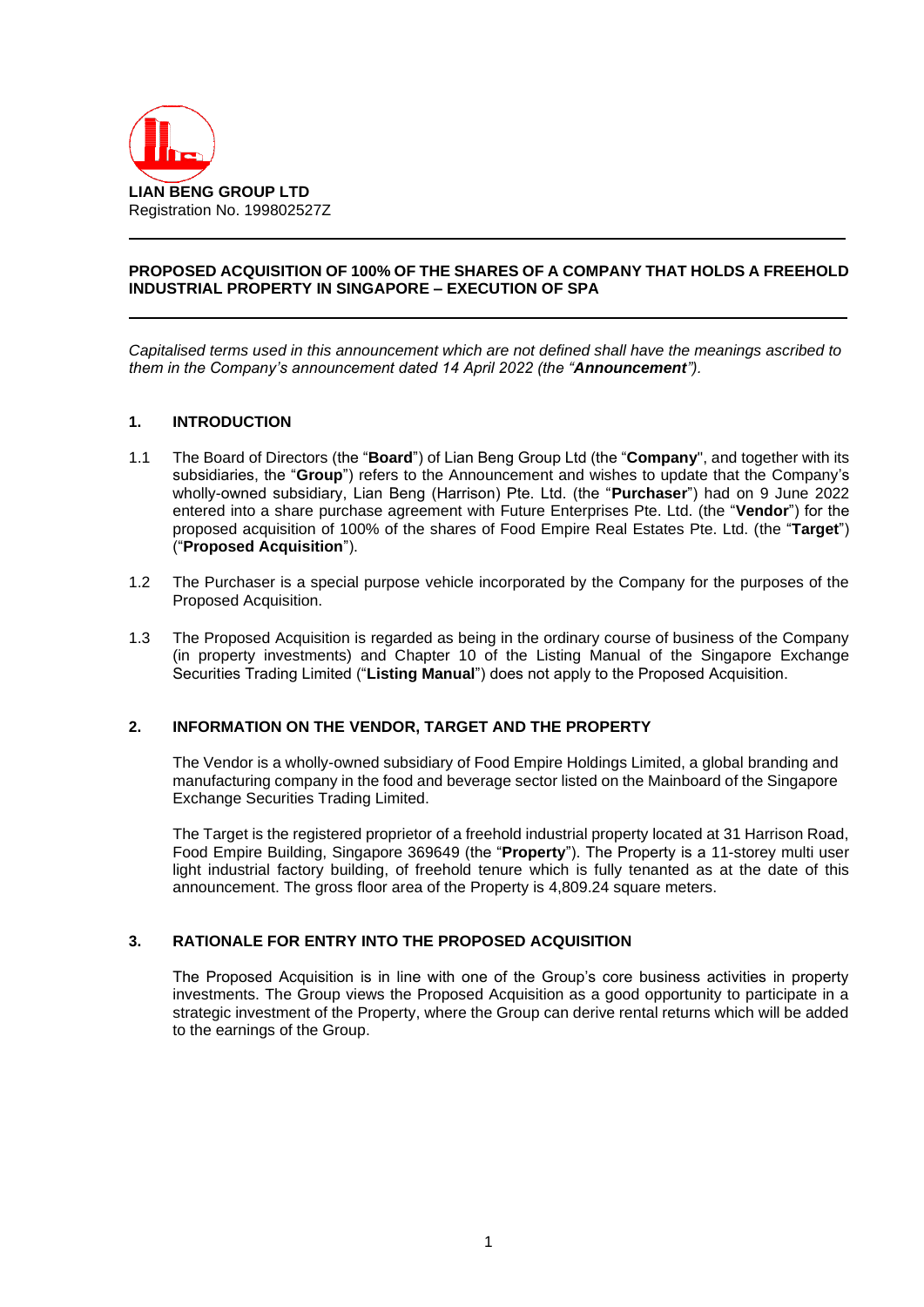**LIAN BENG GROUP LTD**
Registration No. 199802527Z

---

## PROPOSED ACQUISITION OF 100% OF THE SHARES OF A COMPANY THAT HOLDS A FREEHOLD INDUSTRIAL PROPERTY IN SINGAPORE – EXECUTION OF SPA

---

*Capitalised terms used in this announcement which are not defined shall have the meanings ascribed to them in the Company's announcement dated 14 April 2022 (the "**Announcement**").*

### 1. INTRODUCTION

1.1 The Board of Directors (the "**Board**") of Lian Beng Group Ltd (the "**Company**", and together with its subsidiaries, the "**Group**") refers to the Announcement and wishes to update that the Company's wholly-owned subsidiary, Lian Beng (Harrison) Pte. Ltd. (the "**Purchaser**") had on 9 June 2022 entered into a share purchase agreement with Future Enterprises Pte. Ltd. (the "**Vendor**") for the proposed acquisition of 100% of the shares of Food Empire Real Estates Pte. Ltd. (the "**Target**") ("**Proposed Acquisition**").

1.2 The Purchaser is a special purpose vehicle incorporated by the Company for the purposes of the Proposed Acquisition.

1.3 The Proposed Acquisition is regarded as being in the ordinary course of business of the Company (in property investments) and Chapter 10 of the Listing Manual of the Singapore Exchange Securities Trading Limited ("**Listing Manual**") does not apply to the Proposed Acquisition.

### 2. INFORMATION ON THE VENDOR, TARGET AND THE PROPERTY

The Vendor is a wholly-owned subsidiary of Food Empire Holdings Limited, a global branding and manufacturing company in the food and beverage sector listed on the Mainboard of the Singapore Exchange Securities Trading Limited.

The Target is the registered proprietor of a freehold industrial property located at 31 Harrison Road, Food Empire Building, Singapore 369649 (the "**Property**"). The Property is a 11-storey multi user light industrial factory building, of freehold tenure which is fully tenanted as at the date of this announcement. The gross floor area of the Property is 4,809.24 square meters.

### 3. RATIONALE FOR ENTRY INTO THE PROPOSED ACQUISITION

The Proposed Acquisition is in line with one of the Group's core business activities in property investments. The Group views the Proposed Acquisition as a good opportunity to participate in a strategic investment of the Property, where the Group can derive rental returns which will be added to the earnings of the Group.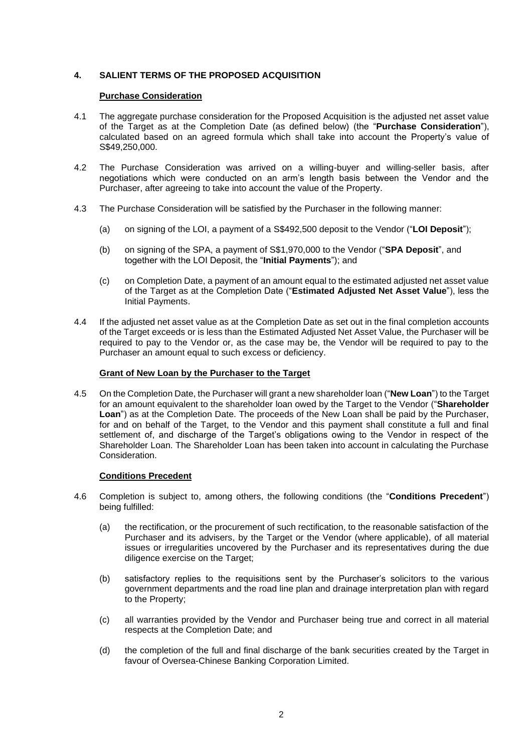## 4. SALIENT TERMS OF THE PROPOSED ACQUISITION

**Purchase Consideration**

4.1 The aggregate purchase consideration for the Proposed Acquisition is the adjusted net asset value of the Target as at the Completion Date (as defined below) (the "**Purchase Consideration**"), calculated based on an agreed formula which shall take into account the Property's value of S$49,250,000.

4.2 The Purchase Consideration was arrived on a willing-buyer and willing-seller basis, after negotiations which were conducted on an arm's length basis between the Vendor and the Purchaser, after agreeing to take into account the value of the Property.

4.3 The Purchase Consideration will be satisfied by the Purchaser in the following manner:

(a) on signing of the LOI, a payment of a S$492,500 deposit to the Vendor ("**LOI Deposit**");

(b) on signing of the SPA, a payment of S$1,970,000 to the Vendor ("**SPA Deposit**", and together with the LOI Deposit, the "**Initial Payments**"); and

(c) on Completion Date, a payment of an amount equal to the estimated adjusted net asset value of the Target as at the Completion Date ("**Estimated Adjusted Net Asset Value**"), less the Initial Payments.

4.4 If the adjusted net asset value as at the Completion Date as set out in the final completion accounts of the Target exceeds or is less than the Estimated Adjusted Net Asset Value, the Purchaser will be required to pay to the Vendor or, as the case may be, the Vendor will be required to pay to the Purchaser an amount equal to such excess or deficiency.

**Grant of New Loan by the Purchaser to the Target**

4.5 On the Completion Date, the Purchaser will grant a new shareholder loan ("**New Loan**") to the Target for an amount equivalent to the shareholder loan owed by the Target to the Vendor ("**Shareholder Loan**") as at the Completion Date. The proceeds of the New Loan shall be paid by the Purchaser, for and on behalf of the Target, to the Vendor and this payment shall constitute a full and final settlement of, and discharge of the Target's obligations owing to the Vendor in respect of the Shareholder Loan. The Shareholder Loan has been taken into account in calculating the Purchase Consideration.

**Conditions Precedent**

4.6 Completion is subject to, among others, the following conditions (the "**Conditions Precedent**") being fulfilled:

(a) the rectification, or the procurement of such rectification, to the reasonable satisfaction of the Purchaser and its advisers, by the Target or the Vendor (where applicable), of all material issues or irregularities uncovered by the Purchaser and its representatives during the due diligence exercise on the Target;

(b) satisfactory replies to the requisitions sent by the Purchaser's solicitors to the various government departments and the road line plan and drainage interpretation plan with regard to the Property;

(c) all warranties provided by the Vendor and Purchaser being true and correct in all material respects at the Completion Date; and

(d) the completion of the full and final discharge of the bank securities created by the Target in favour of Oversea-Chinese Banking Corporation Limited.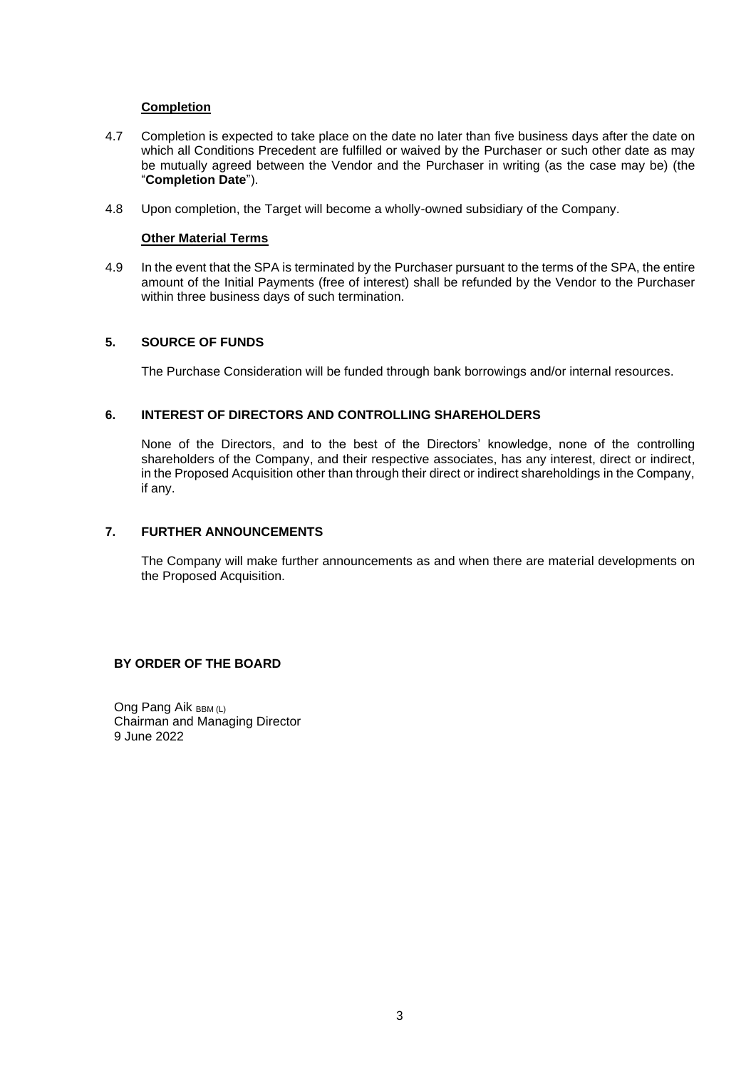**Completion**

4.7 Completion is expected to take place on the date no later than five business days after the date on which all Conditions Precedent are fulfilled or waived by the Purchaser or such other date as may be mutually agreed between the Vendor and the Purchaser in writing (as the case may be) (the "**Completion Date**").

4.8 Upon completion, the Target will become a wholly-owned subsidiary of the Company.

**Other Material Terms**

4.9 In the event that the SPA is terminated by the Purchaser pursuant to the terms of the SPA, the entire amount of the Initial Payments (free of interest) shall be refunded by the Vendor to the Purchaser within three business days of such termination.

## 5. SOURCE OF FUNDS

The Purchase Consideration will be funded through bank borrowings and/or internal resources.

## 6. INTEREST OF DIRECTORS AND CONTROLLING SHAREHOLDERS

None of the Directors, and to the best of the Directors' knowledge, none of the controlling shareholders of the Company, and their respective associates, has any interest, direct or indirect, in the Proposed Acquisition other than through their direct or indirect shareholdings in the Company, if any.

## 7. FURTHER ANNOUNCEMENTS

The Company will make further announcements as and when there are material developments on the Proposed Acquisition.

**BY ORDER OF THE BOARD**

Ong Pang Aik BBM (L)
Chairman and Managing Director
9 June 2022